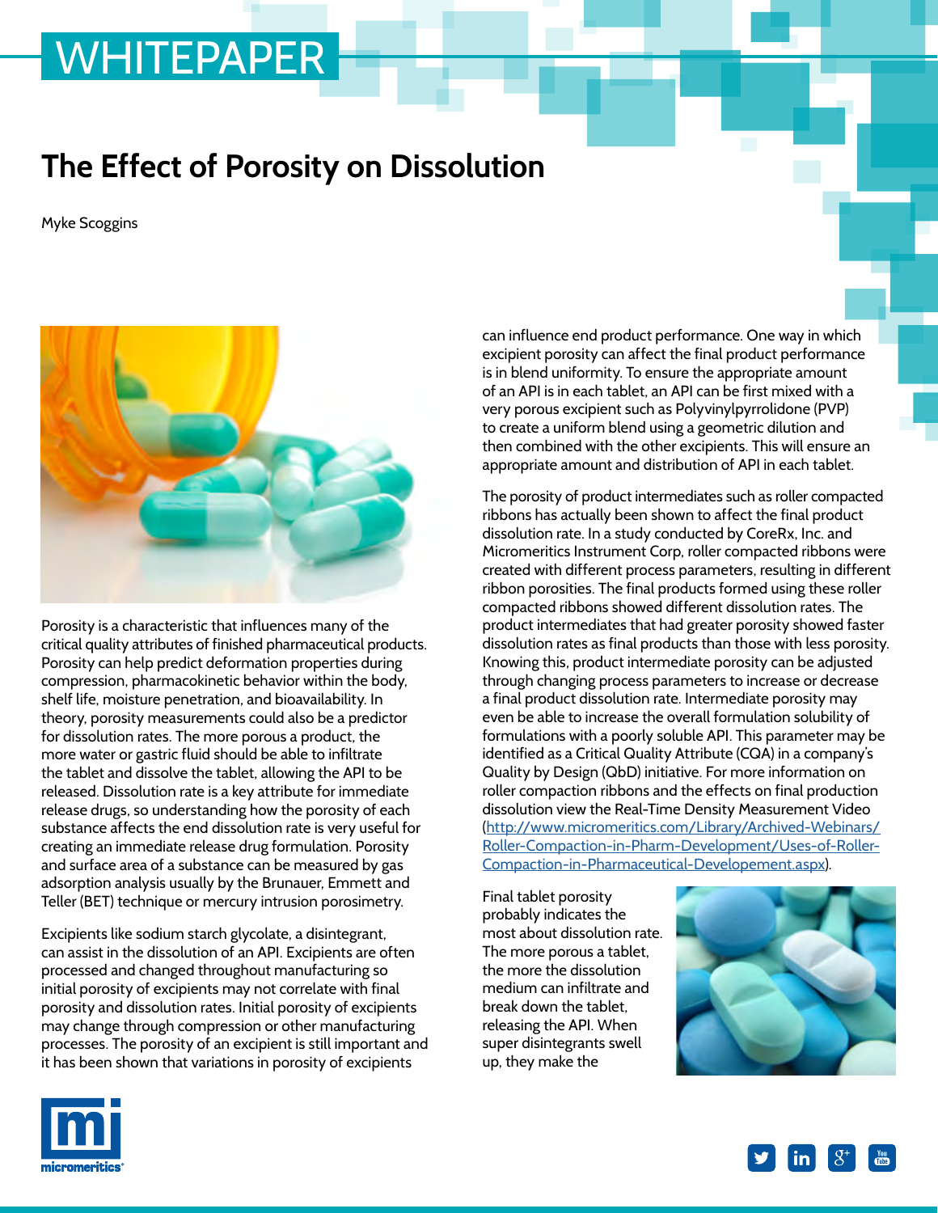WHITEPAPER

# The Effect of Porosity on Dissolution

Myke Scoggins

Porosity is a characteristic that influences many of the critical quality attributes of finished pharmaceutical products. Porosity can help predict deformation properties during compression, pharmacokinetic behavior within the body, shelf life, moisture penetration, and bioavailability. In theory, porosity measurements could also be a predictor for dissolution rates. The more porous a product, the more water or gastric fluid should be able to infiltrate the tablet and dissolve the tablet, allowing the API to be released. Dissolution rate is a key attribute for immediate release drugs, so understanding how the porosity of each substance affects the end dissolution rate is very useful for creating an immediate release drug formulation. Porosity and surface area of a substance can be measured by gas adsorption analysis usually by the Brunauer, Emmett and Teller (BET) technique or mercury intrusion porosimetry.

Excipients like sodium starch glycolate, a disintegrant, can assist in the dissolution of an API. Excipients are often processed and changed throughout manufacturing so initial porosity of excipients may not correlate with final porosity and dissolution rates. Initial porosity of excipients may change through compression or other manufacturing processes. The porosity of an excipient is still important and it has been shown that variations in porosity of excipients can influence end product performance. One way in which excipient porosity can affect the final product performance is in blend uniformity. To ensure the appropriate amount of an API is in each tablet, an API can be first mixed with a very porous excipient such as Polyvinylpyrrolidone (PVP) to create a uniform blend using a geometric dilution and then combined with the other excipients. This will ensure an appropriate amount and distribution of API in each tablet.

The porosity of product intermediates such as roller compacted ribbons has actually been shown to affect the final product dissolution rate. In a study conducted by CoreRx, Inc. and Micromeritics Instrument Corp, roller compacted ribbons were created with different process parameters, resulting in different ribbon porosities. The final products formed using these roller compacted ribbons showed different dissolution rates. The product intermediates that had greater porosity showed faster dissolution rates as final products than those with less porosity. Knowing this, product intermediate porosity can be adjusted through changing process parameters to increase or decrease a final product dissolution rate. Intermediate porosity may even be able to increase the overall formulation solubility of formulations with a poorly soluble API. This parameter may be identified as a Critical Quality Attribute (CQA) in a company's Quality by Design (QbD) initiative. For more information on roller compaction ribbons and the effects on final production dissolution view the Real-Time Density Measurement Video (http://www.micromeritics.com/Library/Archived-Webinars/Roller-Compaction-in-Pharm-Development/Uses-of-Roller-Compaction-in-Pharmaceutical-Developement.aspx).

Final tablet porosity probably indicates the most about dissolution rate. The more porous a tablet, the more the dissolution medium can infiltrate and break down the tablet, releasing the API. When super disintegrants swell up, they make the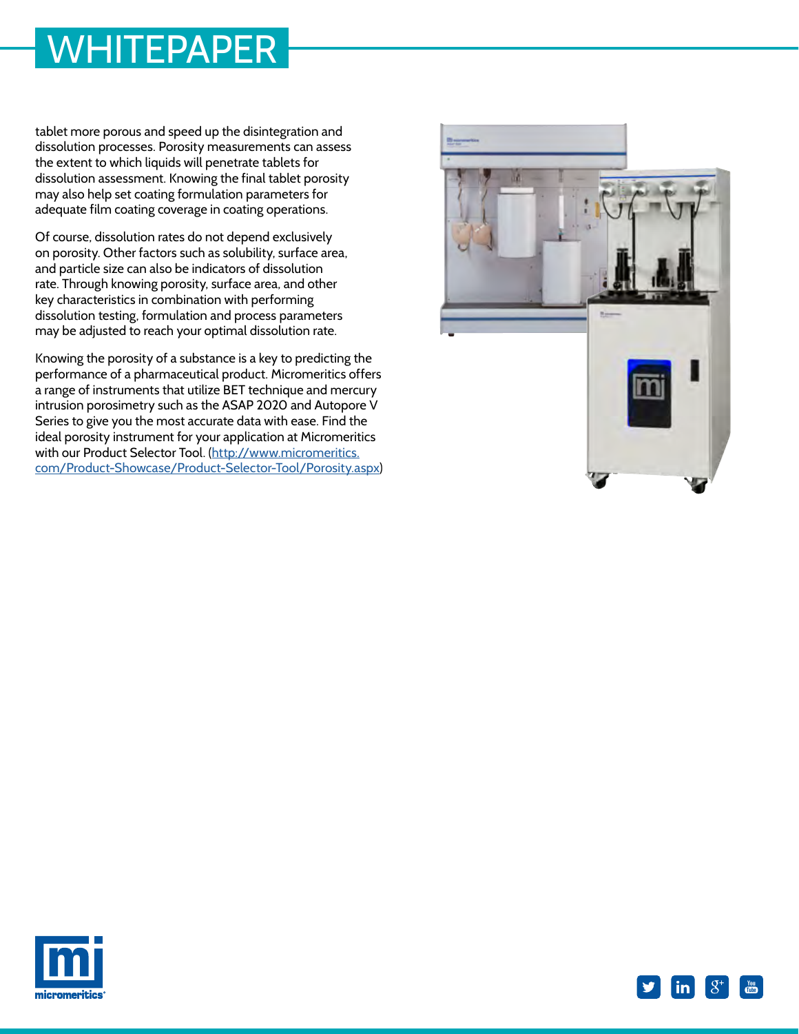tablet more porous and speed up the disintegration and dissolution processes. Porosity measurements can assess the extent to which liquids will penetrate tablets for dissolution assessment. Knowing the final tablet porosity may also help set coating formulation parameters for adequate film coating coverage in coating operations.

Of course, dissolution rates do not depend exclusively on porosity. Other factors such as solubility, surface area, and particle size can also be indicators of dissolution rate. Through knowing porosity, surface area, and other key characteristics in combination with performing dissolution testing, formulation and process parameters may be adjusted to reach your optimal dissolution rate.

Knowing the porosity of a substance is a key to predicting the performance of a pharmaceutical product. Micromeritics offers a range of instruments that utilize BET technique and mercury intrusion porosimetry such as the ASAP 2020 and Autopore V Series to give you the most accurate data with ease. Find the ideal porosity instrument for your application at Micromeritics with our Product Selector Tool. (http://www.micromeritics.com/Product-Showcase/Product-Selector-Tool/Porosity.aspx)